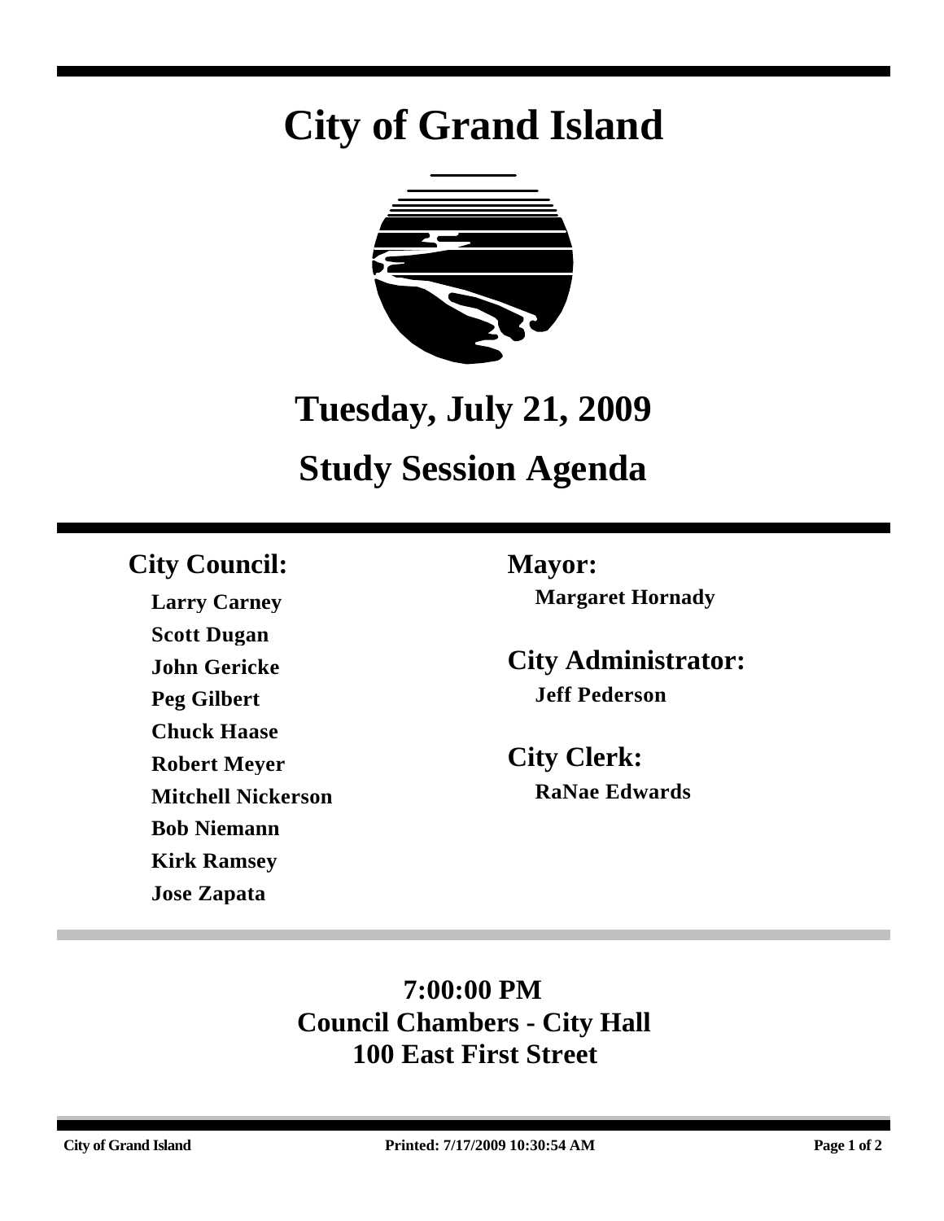# City of Grand Island

## Tuesday, July 21, 2009

## Study Session Agenda

**City Council:**

**Larry Carney**
**Scott Dugan**
**John Gericke**
**Peg Gilbert**
**Chuck Haase**
**Robert Meyer**
**Mitchell Nickerson**
**Bob Niemann**
**Kirk Ramsey**
**Jose Zapata**

**Mayor:**

**Margaret Hornady**

**City Administrator:**

**Jeff Pederson**

**City Clerk:**

**RaNae Edwards**

**7:00:00 PM**
**Council Chambers - City Hall**
**100 East First Street**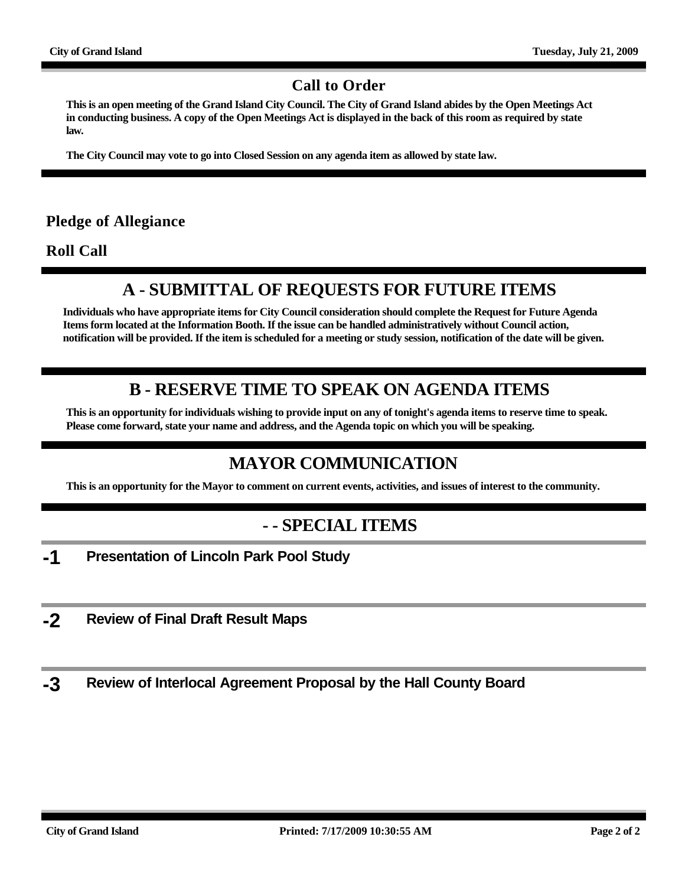## Call to Order

**This is an open meeting of the Grand Island City Council. The City of Grand Island abides by the Open Meetings Act in conducting business. A copy of the Open Meetings Act is displayed in the back of this room as required by state law.**

**The City Council may vote to go into Closed Session on any agenda item as allowed by state law.**

### Pledge of Allegiance

### Roll Call

## A - SUBMITTAL OF REQUESTS FOR FUTURE ITEMS

**Individuals who have appropriate items for City Council consideration should complete the Request for Future Agenda Items form located at the Information Booth. If the issue can be handled administratively without Council action, notification will be provided. If the item is scheduled for a meeting or study session, notification of the date will be given.**

## B - RESERVE TIME TO SPEAK ON AGENDA ITEMS

**This is an opportunity for individuals wishing to provide input on any of tonight's agenda items to reserve time to speak. Please come forward, state your name and address, and the Agenda topic on which you will be speaking.**

## MAYOR COMMUNICATION

**This is an opportunity for the Mayor to comment on current events, activities, and issues of interest to the community.**

## - - SPECIAL ITEMS

**-1** **Presentation of Lincoln Park Pool Study**

**-2** **Review of Final Draft Result Maps**

**-3** **Review of Interlocal Agreement Proposal by the Hall County Board**